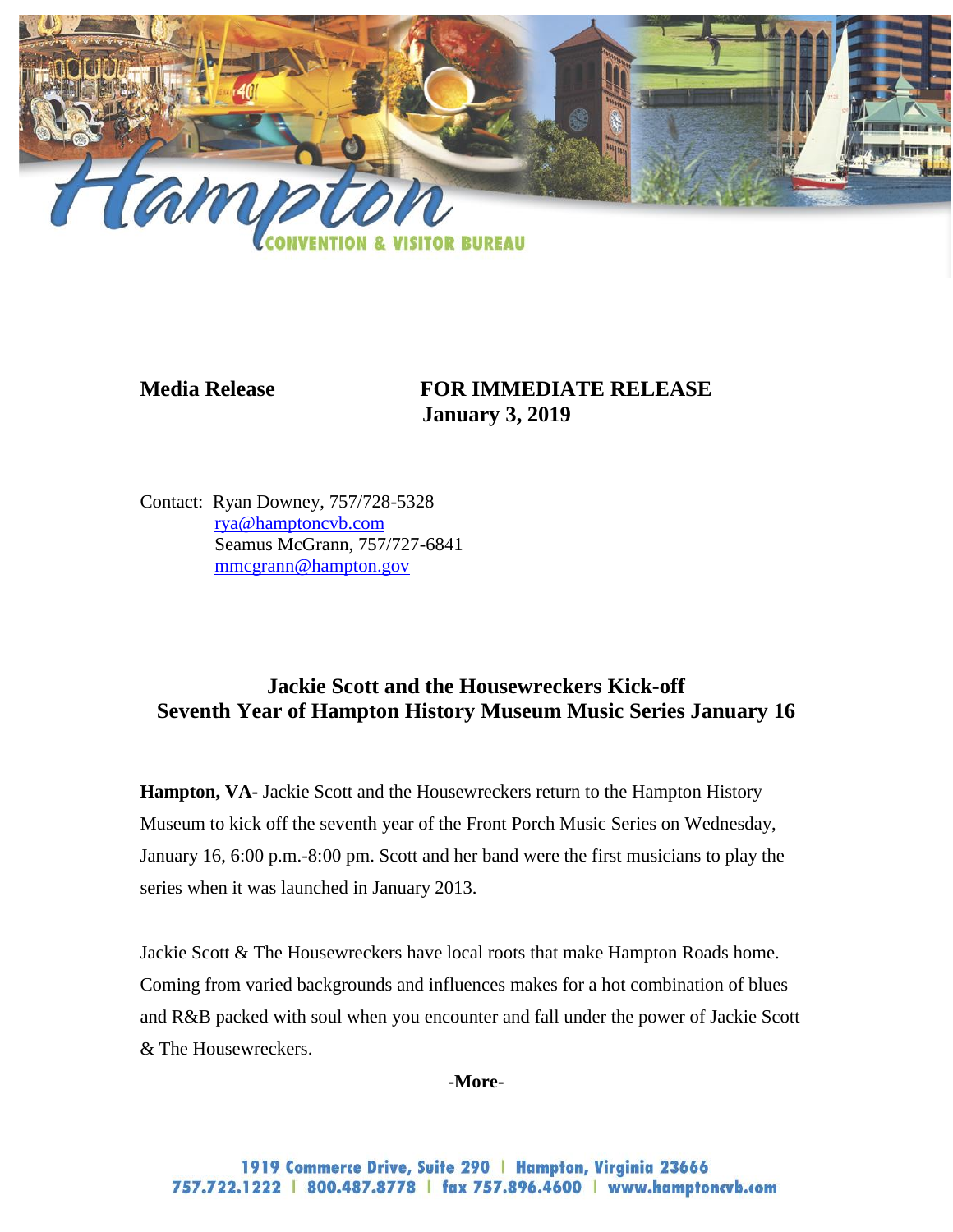Hampton
CONVENTION & VISITOR BUREAU

**Media Release** **FOR IMMEDIATE RELEASE**
**January 3, 2019**

Contact: Ryan Downey, 757/728-5328
rya@hamptoncvb.com
Seamus McGrann, 757/727-6841
mmcgrann@hampton.gov

## Jackie Scott and the Housewreckers Kick-off Seventh Year of Hampton History Museum Music Series January 16

**Hampton, VA-** Jackie Scott and the Housewreckers return to the Hampton History Museum to kick off the seventh year of the Front Porch Music Series on Wednesday, January 16, 6:00 p.m.-8:00 pm. Scott and her band were the first musicians to play the series when it was launched in January 2013.

Jackie Scott & The Housewreckers have local roots that make Hampton Roads home. Coming from varied backgrounds and influences makes for a hot combination of blues and R&B packed with soul when you encounter and fall under the power of Jackie Scott & The Housewreckers.

**-More-**

1919 Commerce Drive, Suite 290 | Hampton, Virginia 23666
757.722.1222 | 800.487.8778 | fax 757.896.4600 | www.hamptoncvb.com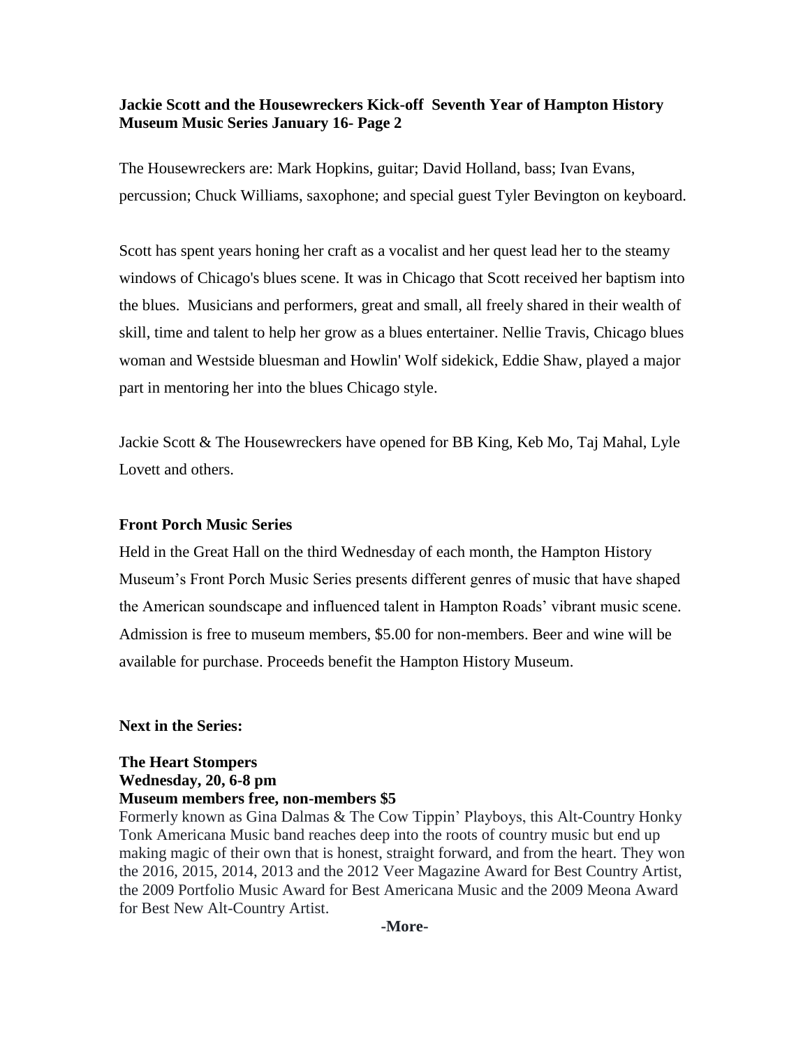**Jackie Scott and the Housewreckers Kick-off Seventh Year of Hampton History Museum Music Series January 16- Page 2**

The Housewreckers are: Mark Hopkins, guitar; David Holland, bass; Ivan Evans, percussion; Chuck Williams, saxophone; and special guest Tyler Bevington on keyboard.

Scott has spent years honing her craft as a vocalist and her quest lead her to the steamy windows of Chicago's blues scene. It was in Chicago that Scott received her baptism into the blues. Musicians and performers, great and small, all freely shared in their wealth of skill, time and talent to help her grow as a blues entertainer. Nellie Travis, Chicago blues woman and Westside bluesman and Howlin' Wolf sidekick, Eddie Shaw, played a major part in mentoring her into the blues Chicago style.

Jackie Scott & The Housewreckers have opened for BB King, Keb Mo, Taj Mahal, Lyle Lovett and others.

**Front Porch Music Series**

Held in the Great Hall on the third Wednesday of each month, the Hampton History Museum's Front Porch Music Series presents different genres of music that have shaped the American soundscape and influenced talent in Hampton Roads' vibrant music scene. Admission is free to museum members, $5.00 for non-members. Beer and wine will be available for purchase. Proceeds benefit the Hampton History Museum.

**Next in the Series:**

**The Heart Stompers**
**Wednesday, 20, 6-8 pm**
**Museum members free, non-members $5**

Formerly known as Gina Dalmas & The Cow Tippin' Playboys, this Alt-Country Honky Tonk Americana Music band reaches deep into the roots of country music but end up making magic of their own that is honest, straight forward, and from the heart. They won the 2016, 2015, 2014, 2013 and the 2012 Veer Magazine Award for Best Country Artist, the 2009 Portfolio Music Award for Best Americana Music and the 2009 Meona Award for Best New Alt-Country Artist.

**-More-**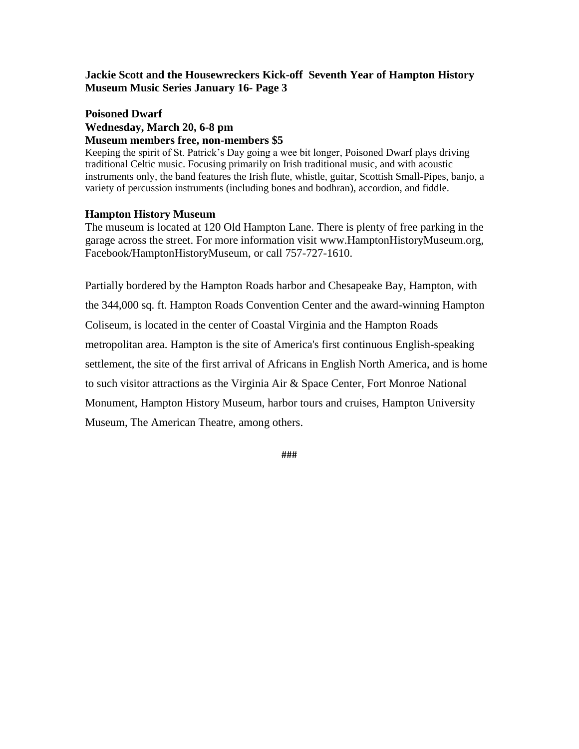**Poisoned Dwarf**
**Wednesday, March 20, 6-8 pm**
**Museum members free, non-members $5**

Keeping the spirit of St. Patrick's Day going a wee bit longer, Poisoned Dwarf plays driving traditional Celtic music. Focusing primarily on Irish traditional music, and with acoustic instruments only, the band features the Irish flute, whistle, guitar, Scottish Small-Pipes, banjo, a variety of percussion instruments (including bones and bodhran), accordion, and fiddle.

**Hampton History Museum**

The museum is located at 120 Old Hampton Lane. There is plenty of free parking in the garage across the street. For more information visit www.HamptonHistoryMuseum.org, Facebook/HamptonHistoryMuseum, or call 757-727-1610.

Partially bordered by the Hampton Roads harbor and Chesapeake Bay, Hampton, with the 344,000 sq. ft. Hampton Roads Convention Center and the award-winning Hampton Coliseum, is located in the center of Coastal Virginia and the Hampton Roads metropolitan area. Hampton is the site of America's first continuous English-speaking settlement, the site of the first arrival of Africans in English North America, and is home to such visitor attractions as the Virginia Air & Space Center, Fort Monroe National Monument, Hampton History Museum, harbor tours and cruises, Hampton University Museum, The American Theatre, among others.

###